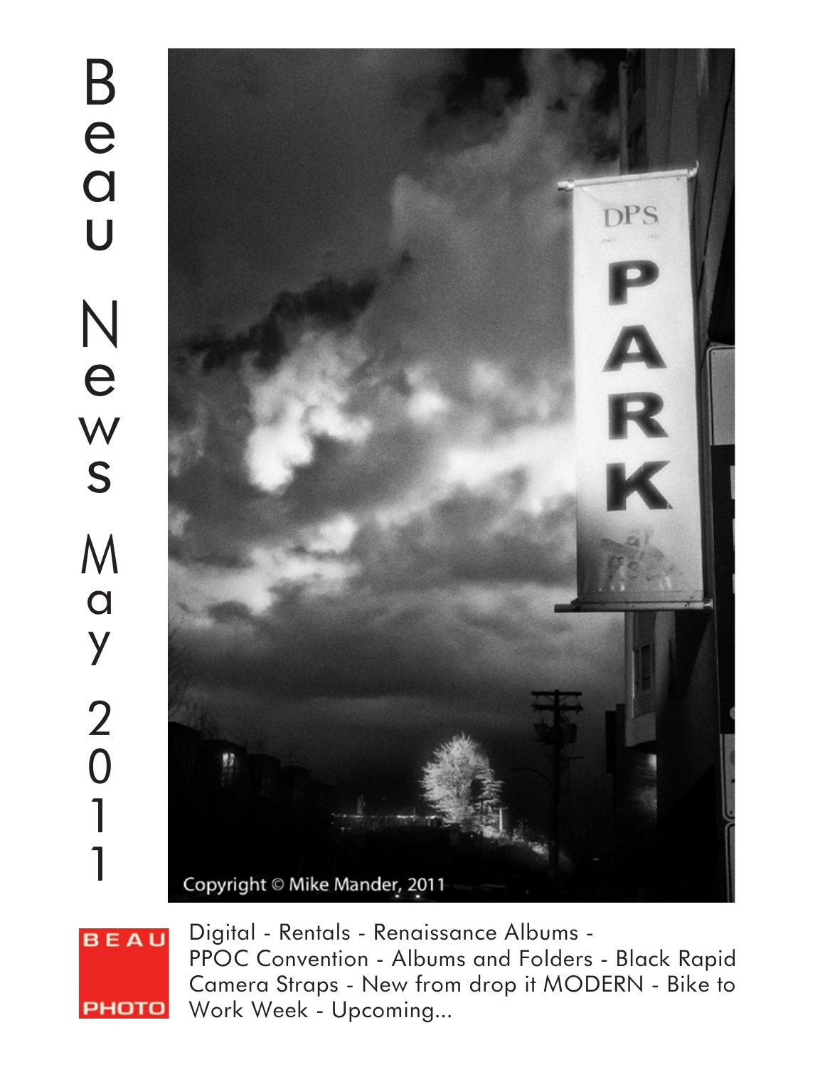# Beau News May 2011

Copyright © Mike Mander, 2011

BEAU PHOTO

Digital - Rentals - Renaissance Albums - PPOC Convention - Albums and Folders - Black Rapid Camera Straps - New from drop it MODERN - Bike to Work Week - Upcoming...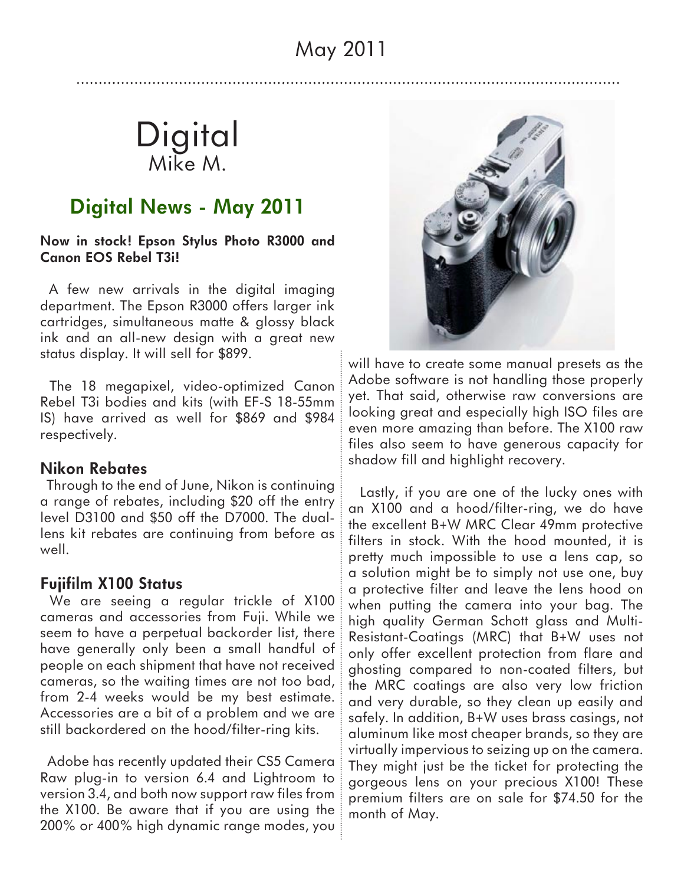# Digital

Mike M.

## Digital News - May 2011

**Now in stock! Epson Stylus Photo R3000 and Canon EOS Rebel T3i!**

A few new arrivals in the digital imaging department. The Epson R3000 offers larger ink cartridges, simultaneous matte & glossy black ink and an all-new design with a great new status display. It will sell for $899.

The 18 megapixel, video-optimized Canon Rebel T3i bodies and kits (with EF-S 18-55mm IS) have arrived as well for $869 and $984 respectively.

### Nikon Rebates

Through to the end of June, Nikon is continuing a range of rebates, including $20 off the entry level D3100 and $50 off the D7000. The dual-lens kit rebates are continuing from before as well.

### Fujifilm X100 Status

We are seeing a regular trickle of X100 cameras and accessories from Fuji. While we seem to have a perpetual backorder list, there have generally only been a small handful of people on each shipment that have not received cameras, so the waiting times are not too bad, from 2-4 weeks would be my best estimate. Accessories are a bit of a problem and we are still backordered on the hood/filter-ring kits.

Adobe has recently updated their CS5 Camera Raw plug-in to version 6.4 and Lightroom to version 3.4, and both now support raw files from the X100. Be aware that if you are using the 200% or 400% high dynamic range modes, you will have to create some manual presets as the Adobe software is not handling those properly yet. That said, otherwise raw conversions are looking great and especially high ISO files are even more amazing than before. The X100 raw files also seem to have generous capacity for shadow fill and highlight recovery.

Lastly, if you are one of the lucky ones with an X100 and a hood/filter-ring, we do have the excellent B+W MRC Clear 49mm protective filters in stock. With the hood mounted, it is pretty much impossible to use a lens cap, so a solution might be to simply not use one, buy a protective filter and leave the lens hood on when putting the camera into your bag. The high quality German Schott glass and Multi-Resistant-Coatings (MRC) that B+W uses not only offer excellent protection from flare and ghosting compared to non-coated filters, but the MRC coatings are also very low friction and very durable, so they clean up easily and safely. In addition, B+W uses brass casings, not aluminum like most cheaper brands, so they are virtually impervious to seizing up on the camera. They might just be the ticket for protecting the gorgeous lens on your precious X100! These premium filters are on sale for $74.50 for the month of May.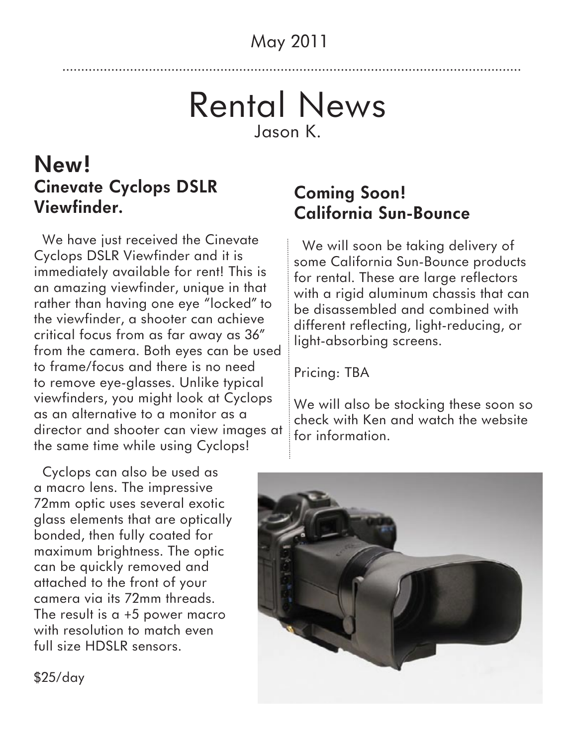May 2011

# Rental News

Jason K.

## New!

### Cinevate Cyclops DSLR Viewfinder.

We have just received the Cinevate Cyclops DSLR Viewfinder and it is immediately available for rent! This is an amazing viewfinder, unique in that rather than having one eye "locked" to the viewfinder, a shooter can achieve critical focus from as far away as 36" from the camera. Both eyes can be used to frame/focus and there is no need to remove eye-glasses. Unlike typical viewfinders, you might look at Cyclops as an alternative to a monitor as a director and shooter can view images at the same time while using Cyclops!

Cyclops can also be used as a macro lens. The impressive 72mm optic uses several exotic glass elements that are optically bonded, then fully coated for maximum brightness. The optic can be quickly removed and attached to the front of your camera via its 72mm threads. The result is a +5 power macro with resolution to match even full size HDSLR sensors.

$25/day

### Coming Soon! California Sun-Bounce

We will soon be taking delivery of some California Sun-Bounce products for rental. These are large reflectors with a rigid aluminum chassis that can be disassembled and combined with different reflecting, light-reducing, or light-absorbing screens.

Pricing: TBA

We will also be stocking these soon so check with Ken and watch the website for information.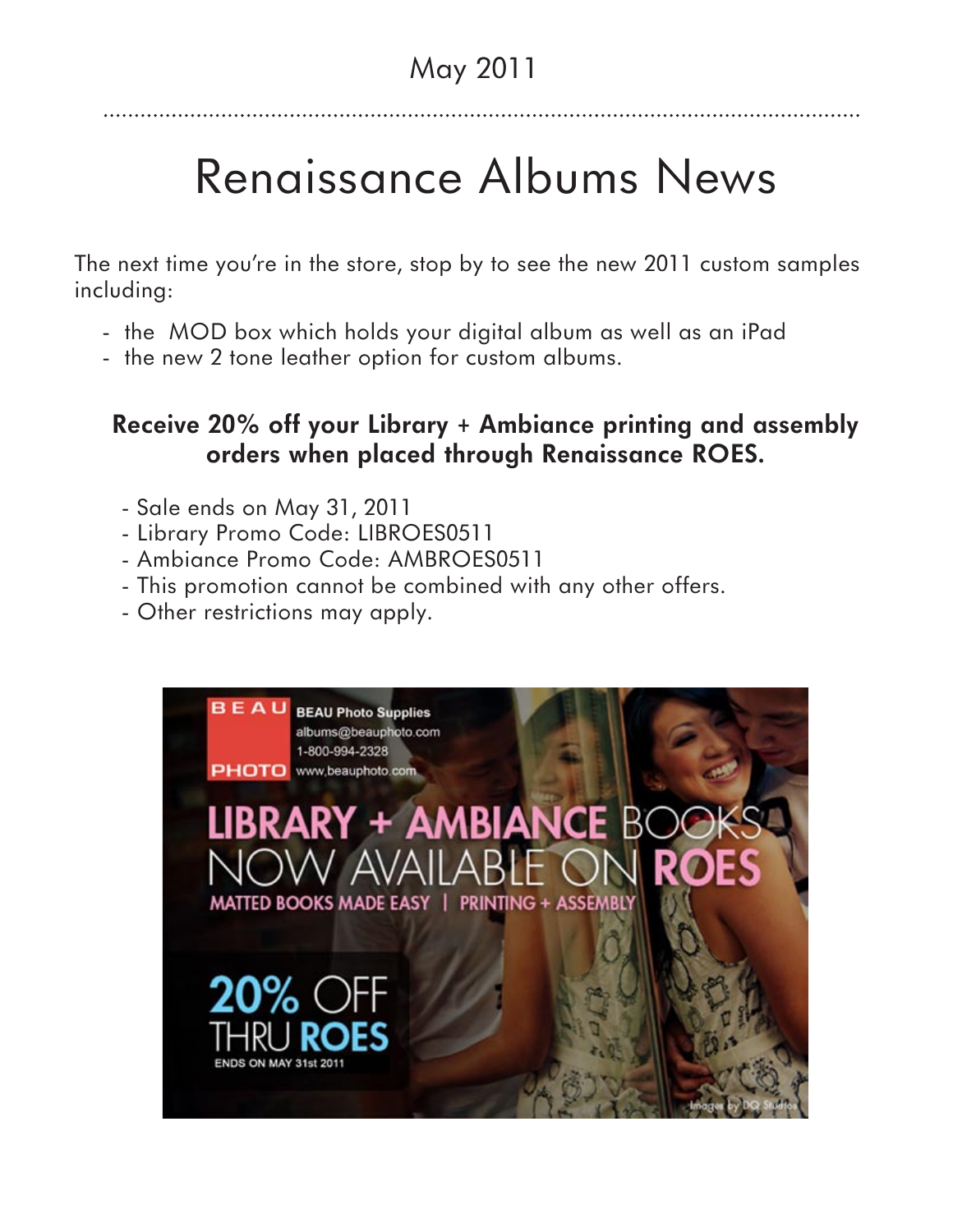May 2011

# Renaissance Albums News

The next time you're in the store, stop by to see the new 2011 custom samples including:

- the MOD box which holds your digital album as well as an iPad
- the new 2 tone leather option for custom albums.

**Receive 20% off your Library + Ambiance printing and assembly orders when placed through Renaissance ROES.**

- Sale ends on May 31, 2011
- Library Promo Code: LIBROES0511
- Ambiance Promo Code: AMBROES0511
- This promotion cannot be combined with any other offers.
- Other restrictions may apply.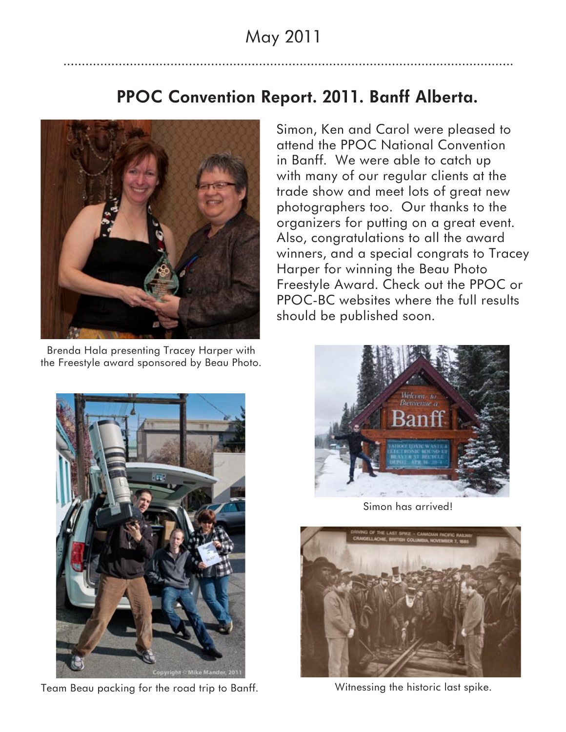May 2011

## PPOC Convention Report. 2011. Banff Alberta.

Simon, Ken and Carol were pleased to attend the PPOC National Convention in Banff. We were able to catch up with many of our regular clients at the trade show and meet lots of great new photographers too. Our thanks to the organizers for putting on a great event. Also, congratulations to all the award winners, and a special congrats to Tracey Harper for winning the Beau Photo Freestyle Award. Check out the PPOC or PPOC-BC websites where the full results should be published soon.

Brenda Hala presenting Tracey Harper with the Freestyle award sponsored by Beau Photo.

Simon has arrived!

Team Beau packing for the road trip to Banff.

Witnessing the historic last spike.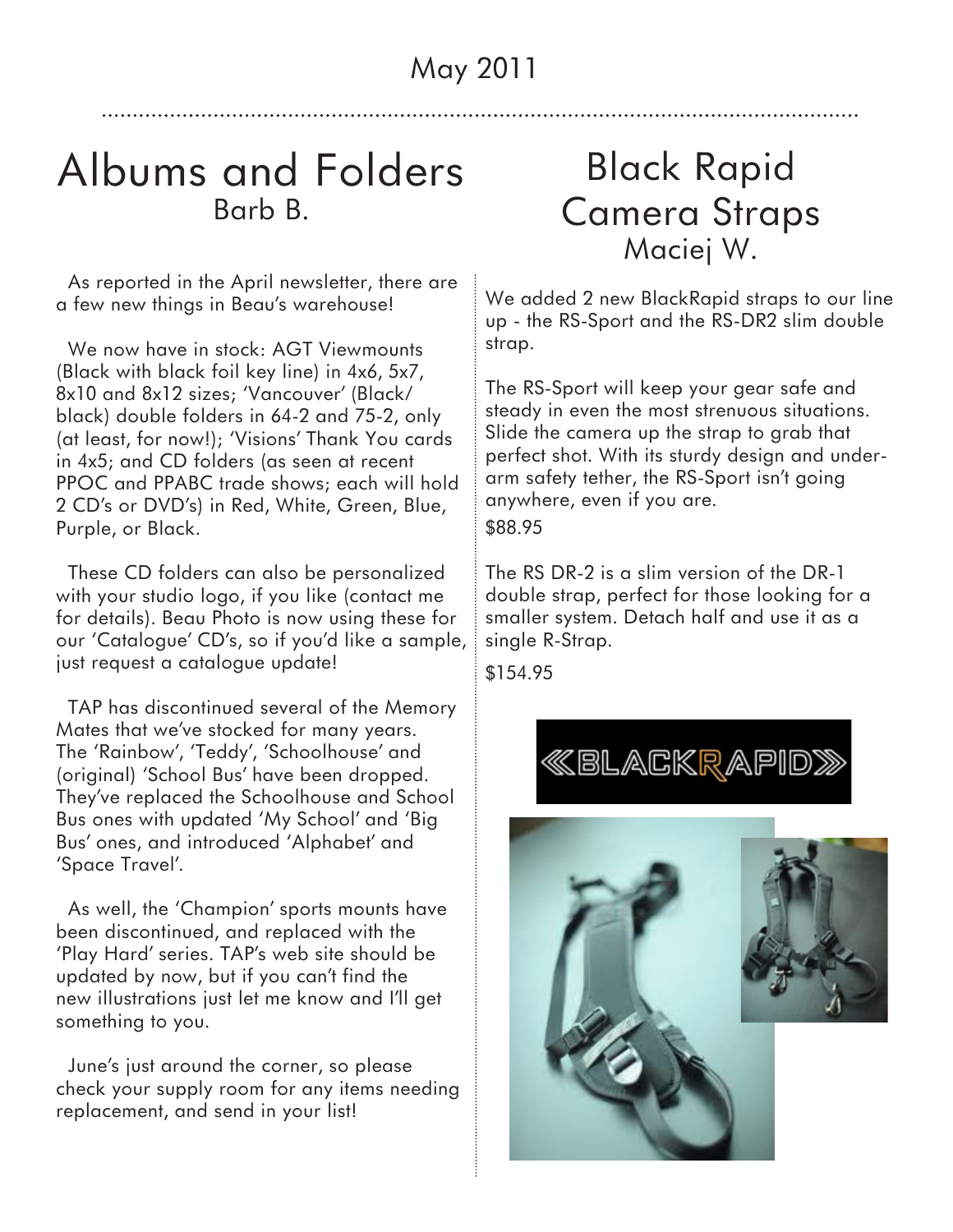May 2011

# Albums and Folders

Barb B.

As reported in the April newsletter, there are a few new things in Beau's warehouse!

We now have in stock: AGT Viewmounts (Black with black foil key line) in 4x6, 5x7, 8x10 and 8x12 sizes; 'Vancouver' (Black/black) double folders in 64-2 and 75-2, only (at least, for now!); 'Visions' Thank You cards in 4x5; and CD folders (as seen at recent PPOC and PPABC trade shows; each will hold 2 CD's or DVD's) in Red, White, Green, Blue, Purple, or Black.

These CD folders can also be personalized with your studio logo, if you like (contact me for details). Beau Photo is now using these for our 'Catalogue' CD's, so if you'd like a sample, just request a catalogue update!

TAP has discontinued several of the Memory Mates that we've stocked for many years. The 'Rainbow', 'Teddy', 'Schoolhouse' and (original) 'School Bus' have been dropped. They've replaced the Schoolhouse and School Bus ones with updated 'My School' and 'Big Bus' ones, and introduced 'Alphabet' and 'Space Travel'.

As well, the 'Champion' sports mounts have been discontinued, and replaced with the 'Play Hard' series. TAP's web site should be updated by now, but if you can't find the new illustrations just let me know and I'll get something to you.

June's just around the corner, so please check your supply room for any items needing replacement, and send in your list!

# Black Rapid Camera Straps

Maciej W.

We added 2 new BlackRapid straps to our line up - the RS-Sport and the RS-DR2 slim double strap.

The RS-Sport will keep your gear safe and steady in even the most strenuous situations. Slide the camera up the strap to grab that perfect shot. With its sturdy design and under-arm safety tether, the RS-Sport isn't going anywhere, even if you are.

$88.95

The RS DR-2 is a slim version of the DR-1 double strap, perfect for those looking for a smaller system. Detach half and use it as a single R-Strap.

$154.95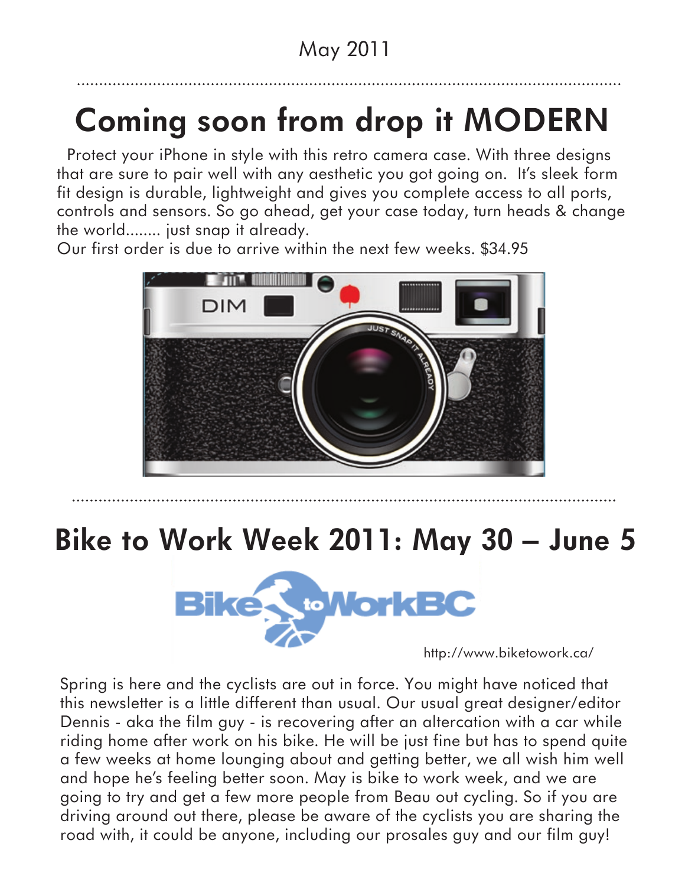May 2011

# Coming soon from drop it MODERN

Protect your iPhone in style with this retro camera case. With three designs that are sure to pair well with any aesthetic you got going on. It's sleek form fit design is durable, lightweight and gives you complete access to all ports, controls and sensors. So go ahead, get your case today, turn heads & change the world........ just snap it already.
Our first order is due to arrive within the next few weeks. $34.95

# Bike to Work Week 2011: May 30 – June 5

http://www.biketowork.ca/

Spring is here and the cyclists are out in force. You might have noticed that this newsletter is a little different than usual. Our usual great designer/editor Dennis - aka the film guy - is recovering after an altercation with a car while riding home after work on his bike. He will be just fine but has to spend quite a few weeks at home lounging about and getting better, we all wish him well and hope he's feeling better soon. May is bike to work week, and we are going to try and get a few more people from Beau out cycling. So if you are driving around out there, please be aware of the cyclists you are sharing the road with, it could be anyone, including our prosales guy and our film guy!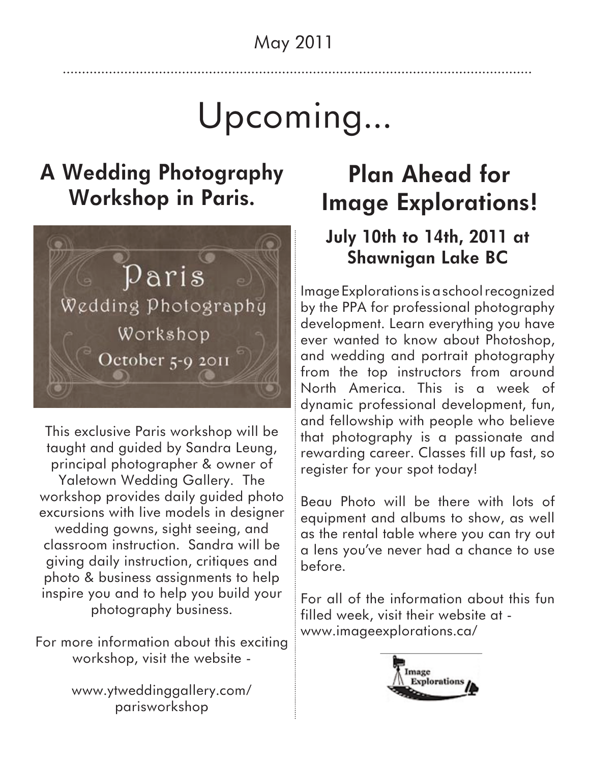May 2011

# Upcoming...

## A Wedding Photography Workshop in Paris.

Paris
Wedding Photography
Workshop
October 5-9 2011

This exclusive Paris workshop will be taught and guided by Sandra Leung, principal photographer & owner of Yaletown Wedding Gallery. The workshop provides daily guided photo excursions with live models in designer wedding gowns, sight seeing, and classroom instruction. Sandra will be giving daily instruction, critiques and photo & business assignments to help inspire you and to help you build your photography business.

For more information about this exciting workshop, visit the website -

www.ytweddinggallery.com/parisworkshop

## Plan Ahead for Image Explorations!

### July 10th to 14th, 2011 at Shawnigan Lake BC

Image Explorations is a school recognized by the PPA for professional photography development. Learn everything you have ever wanted to know about Photoshop, and wedding and portrait photography from the top instructors from around North America. This is a week of dynamic professional development, fun, and fellowship with people who believe that photography is a passionate and rewarding career. Classes fill up fast, so register for your spot today!

Beau Photo will be there with lots of equipment and albums to show, as well as the rental table where you can try out a lens you've never had a chance to use before.

For all of the information about this fun filled week, visit their website at - www.imageexplorations.ca/

Image Explorations